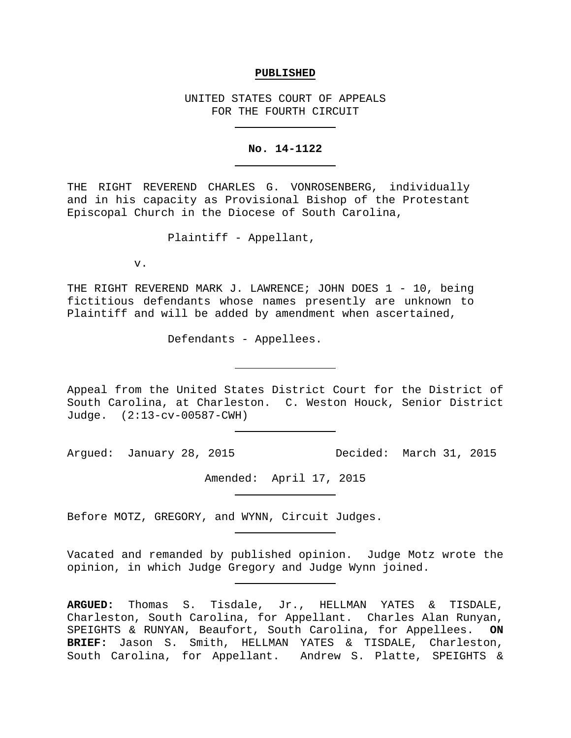**PUBLISHED**

UNITED STATES COURT OF APPEALS
FOR THE FOURTH CIRCUIT

---

**No. 14-1122**

---

THE RIGHT REVEREND CHARLES G. VONROSENBERG, individually and in his capacity as Provisional Bishop of the Protestant Episcopal Church in the Diocese of South Carolina,

Plaintiff - Appellant,

v.

THE RIGHT REVEREND MARK J. LAWRENCE; JOHN DOES 1 - 10, being fictitious defendants whose names presently are unknown to Plaintiff and will be added by amendment when ascertained,

Defendants - Appellees.

---

Appeal from the United States District Court for the District of South Carolina, at Charleston. C. Weston Houck, Senior District Judge. (2:13-cv-00587-CWH)

---

Argued: January 28, 2015 Decided: March 31, 2015

Amended: April 17, 2015

---

Before MOTZ, GREGORY, and WYNN, Circuit Judges.

---

Vacated and remanded by published opinion. Judge Motz wrote the opinion, in which Judge Gregory and Judge Wynn joined.

---

**ARGUED:** Thomas S. Tisdale, Jr., HELLMAN YATES & TISDALE, Charleston, South Carolina, for Appellant. Charles Alan Runyan, SPEIGHTS & RUNYAN, Beaufort, South Carolina, for Appellees. **ON BRIEF:** Jason S. Smith, HELLMAN YATES & TISDALE, Charleston, South Carolina, for Appellant. Andrew S. Platte, SPEIGHTS &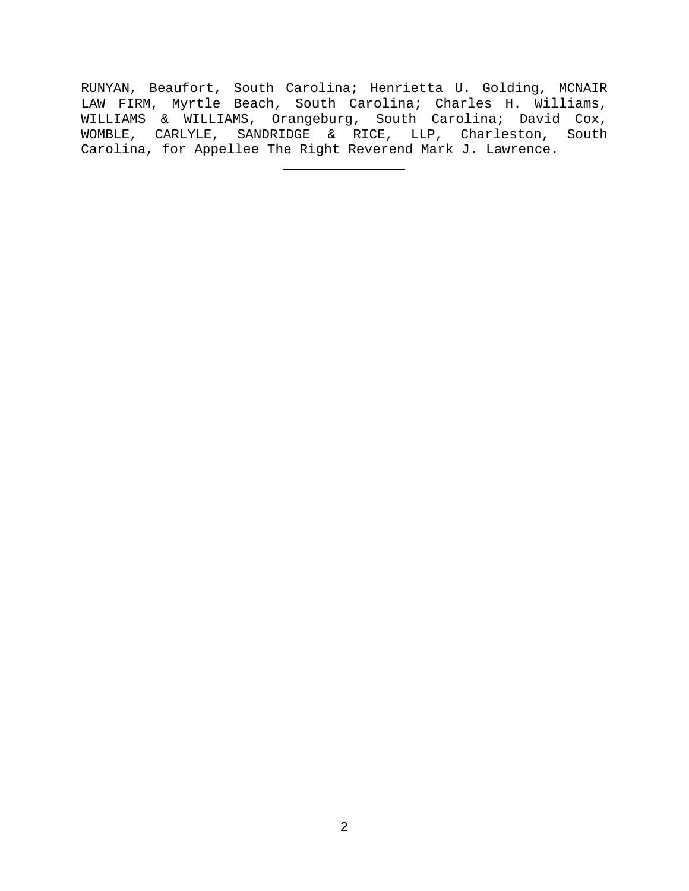RUNYAN, Beaufort, South Carolina; Henrietta U. Golding, MCNAIR LAW FIRM, Myrtle Beach, South Carolina; Charles H. Williams, WILLIAMS & WILLIAMS, Orangeburg, South Carolina; David Cox, WOMBLE, CARLYLE, SANDRIDGE & RICE, LLP, Charleston, South Carolina, for Appellee The Right Reverend Mark J. Lawrence.

---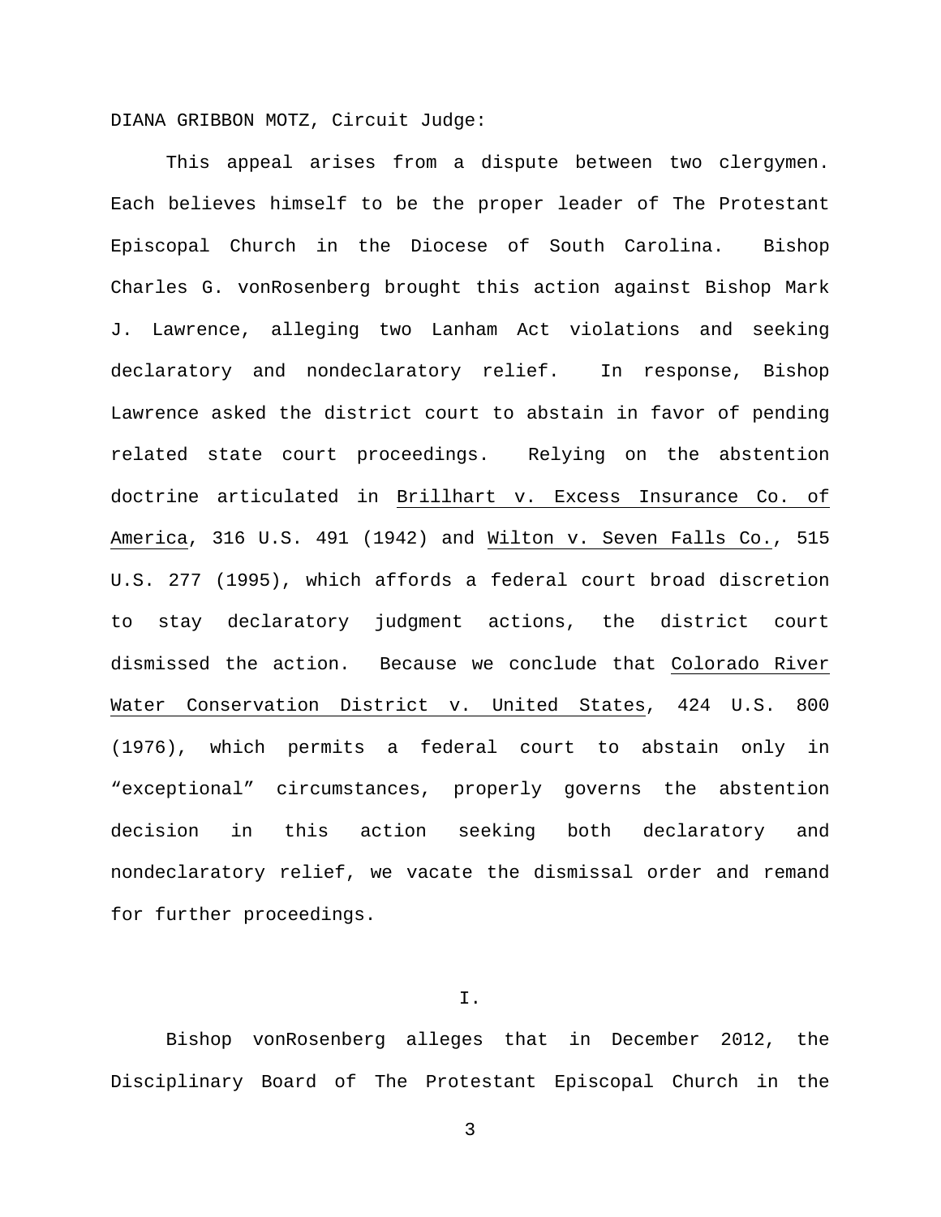DIANA GRIBBON MOTZ, Circuit Judge:

This appeal arises from a dispute between two clergymen. Each believes himself to be the proper leader of The Protestant Episcopal Church in the Diocese of South Carolina. Bishop Charles G. vonRosenberg brought this action against Bishop Mark J. Lawrence, alleging two Lanham Act violations and seeking declaratory and nondeclaratory relief. In response, Bishop Lawrence asked the district court to abstain in favor of pending related state court proceedings. Relying on the abstention doctrine articulated in Brillhart v. Excess Insurance Co. of America, 316 U.S. 491 (1942) and Wilton v. Seven Falls Co., 515 U.S. 277 (1995), which affords a federal court broad discretion to stay declaratory judgment actions, the district court dismissed the action. Because we conclude that Colorado River Water Conservation District v. United States, 424 U.S. 800 (1976), which permits a federal court to abstain only in "exceptional" circumstances, properly governs the abstention decision in this action seeking both declaratory and nondeclaratory relief, we vacate the dismissal order and remand for further proceedings.

## I.

Bishop vonRosenberg alleges that in December 2012, the Disciplinary Board of The Protestant Episcopal Church in the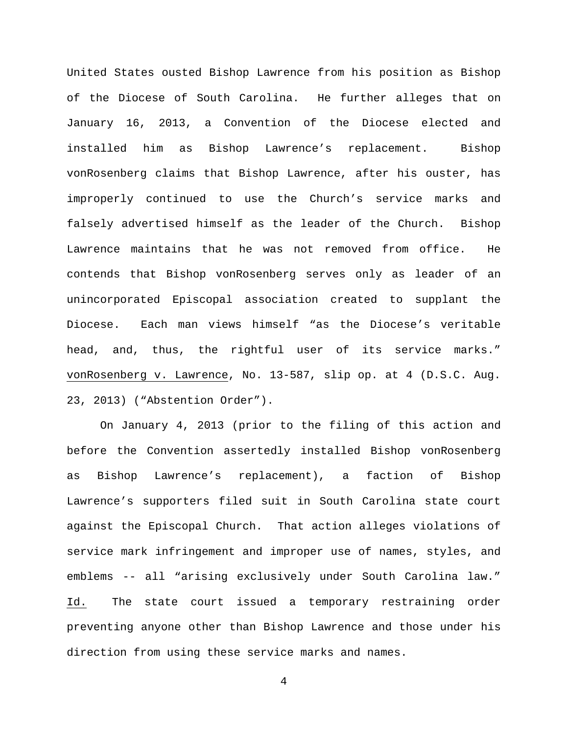United States ousted Bishop Lawrence from his position as Bishop of the Diocese of South Carolina. He further alleges that on January 16, 2013, a Convention of the Diocese elected and installed him as Bishop Lawrence's replacement. Bishop vonRosenberg claims that Bishop Lawrence, after his ouster, has improperly continued to use the Church's service marks and falsely advertised himself as the leader of the Church. Bishop Lawrence maintains that he was not removed from office. He contends that Bishop vonRosenberg serves only as leader of an unincorporated Episcopal association created to supplant the Diocese. Each man views himself "as the Diocese's veritable head, and, thus, the rightful user of its service marks." vonRosenberg v. Lawrence, No. 13-587, slip op. at 4 (D.S.C. Aug. 23, 2013) ("Abstention Order").

On January 4, 2013 (prior to the filing of this action and before the Convention assertedly installed Bishop vonRosenberg as Bishop Lawrence's replacement), a faction of Bishop Lawrence's supporters filed suit in South Carolina state court against the Episcopal Church. That action alleges violations of service mark infringement and improper use of names, styles, and emblems -- all "arising exclusively under South Carolina law." Id. The state court issued a temporary restraining order preventing anyone other than Bishop Lawrence and those under his direction from using these service marks and names.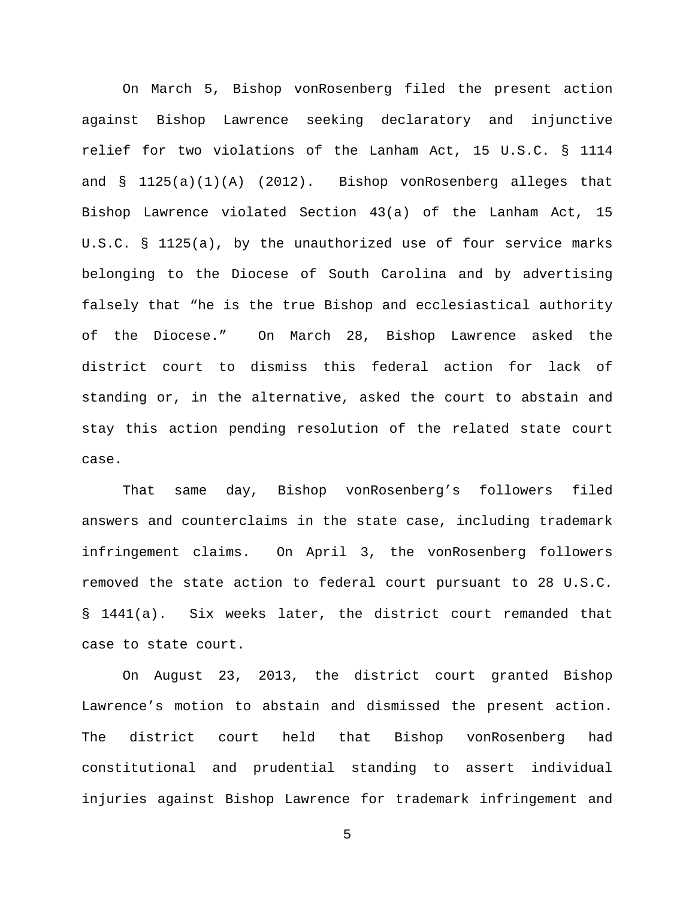On March 5, Bishop vonRosenberg filed the present action against Bishop Lawrence seeking declaratory and injunctive relief for two violations of the Lanham Act, 15 U.S.C. § 1114 and § 1125(a)(1)(A) (2012). Bishop vonRosenberg alleges that Bishop Lawrence violated Section 43(a) of the Lanham Act, 15 U.S.C. § 1125(a), by the unauthorized use of four service marks belonging to the Diocese of South Carolina and by advertising falsely that "he is the true Bishop and ecclesiastical authority of the Diocese." On March 28, Bishop Lawrence asked the district court to dismiss this federal action for lack of standing or, in the alternative, asked the court to abstain and stay this action pending resolution of the related state court case.

That same day, Bishop vonRosenberg's followers filed answers and counterclaims in the state case, including trademark infringement claims. On April 3, the vonRosenberg followers removed the state action to federal court pursuant to 28 U.S.C. § 1441(a). Six weeks later, the district court remanded that case to state court.

On August 23, 2013, the district court granted Bishop Lawrence's motion to abstain and dismissed the present action. The district court held that Bishop vonRosenberg had constitutional and prudential standing to assert individual injuries against Bishop Lawrence for trademark infringement and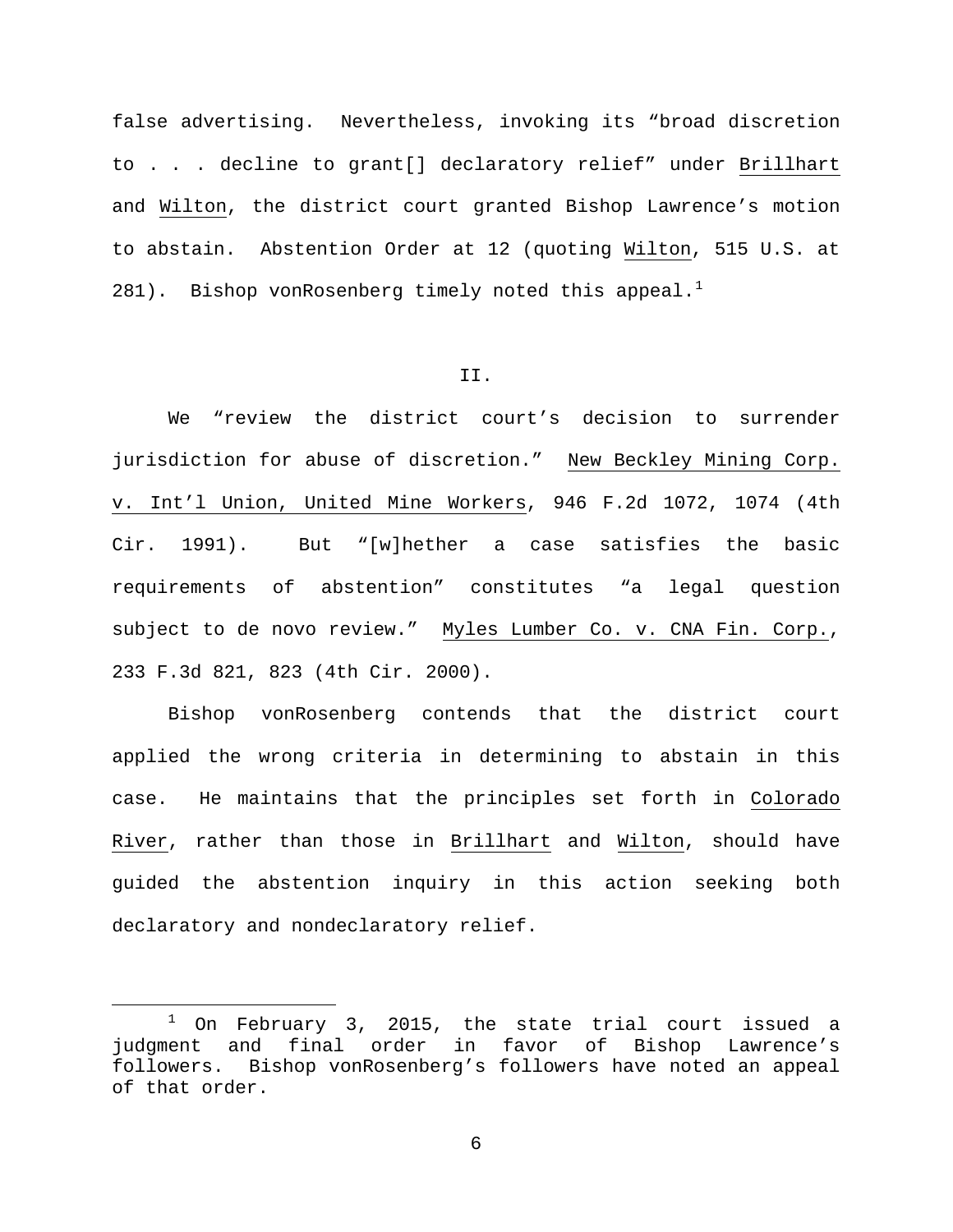false advertising. Nevertheless, invoking its "broad discretion to . . . decline to grant[] declaratory relief" under Brillhart and Wilton, the district court granted Bishop Lawrence's motion to abstain. Abstention Order at 12 (quoting Wilton, 515 U.S. at 281). Bishop vonRosenberg timely noted this appeal.[1]

## II.

We "review the district court's decision to surrender jurisdiction for abuse of discretion." New Beckley Mining Corp. v. Int'l Union, United Mine Workers, 946 F.2d 1072, 1074 (4th Cir. 1991). But "[w]hether a case satisfies the basic requirements of abstention" constitutes "a legal question subject to de novo review." Myles Lumber Co. v. CNA Fin. Corp., 233 F.3d 821, 823 (4th Cir. 2000).

Bishop vonRosenberg contends that the district court applied the wrong criteria in determining to abstain in this case. He maintains that the principles set forth in Colorado River, rather than those in Brillhart and Wilton, should have guided the abstention inquiry in this action seeking both declaratory and nondeclaratory relief.

---

[1] On February 3, 2015, the state trial court issued a judgment and final order in favor of Bishop Lawrence's followers. Bishop vonRosenberg's followers have noted an appeal of that order.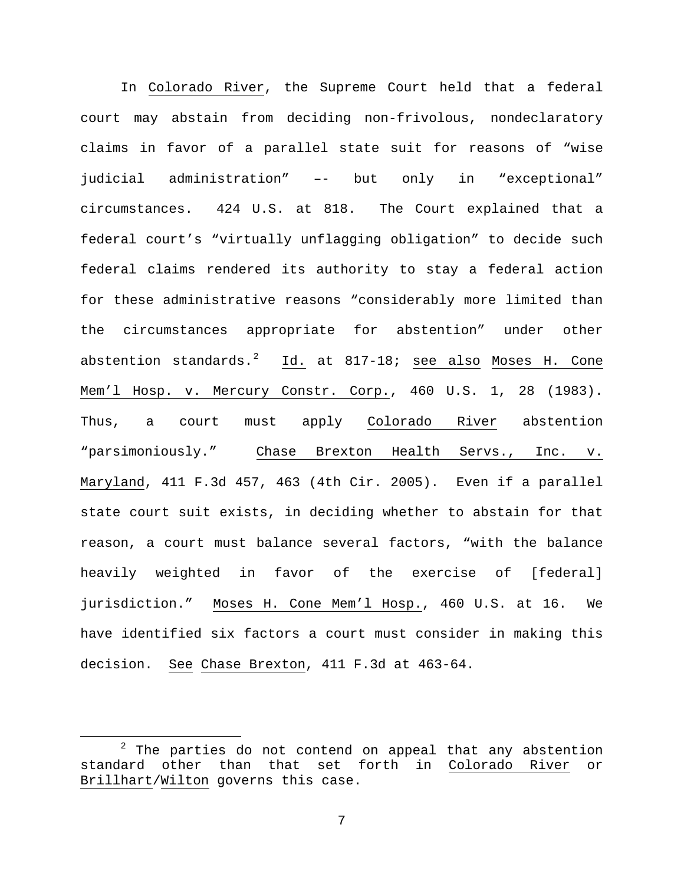In Colorado River, the Supreme Court held that a federal court may abstain from deciding non-frivolous, nondeclaratory claims in favor of a parallel state suit for reasons of "wise judicial administration" –- but only in "exceptional" circumstances. 424 U.S. at 818. The Court explained that a federal court's "virtually unflagging obligation" to decide such federal claims rendered its authority to stay a federal action for these administrative reasons "considerably more limited than the circumstances appropriate for abstention" under other abstention standards.[2] Id. at 817-18; see also Moses H. Cone Mem'l Hosp. v. Mercury Constr. Corp., 460 U.S. 1, 28 (1983). Thus, a court must apply Colorado River abstention "parsimoniously." Chase Brexton Health Servs., Inc. v. Maryland, 411 F.3d 457, 463 (4th Cir. 2005). Even if a parallel state court suit exists, in deciding whether to abstain for that reason, a court must balance several factors, "with the balance heavily weighted in favor of the exercise of [federal] jurisdiction." Moses H. Cone Mem'l Hosp., 460 U.S. at 16. We have identified six factors a court must consider in making this decision. See Chase Brexton, 411 F.3d at 463-64.

---

[2] The parties do not contend on appeal that any abstention standard other than that set forth in Colorado River or Brillhart/Wilton governs this case.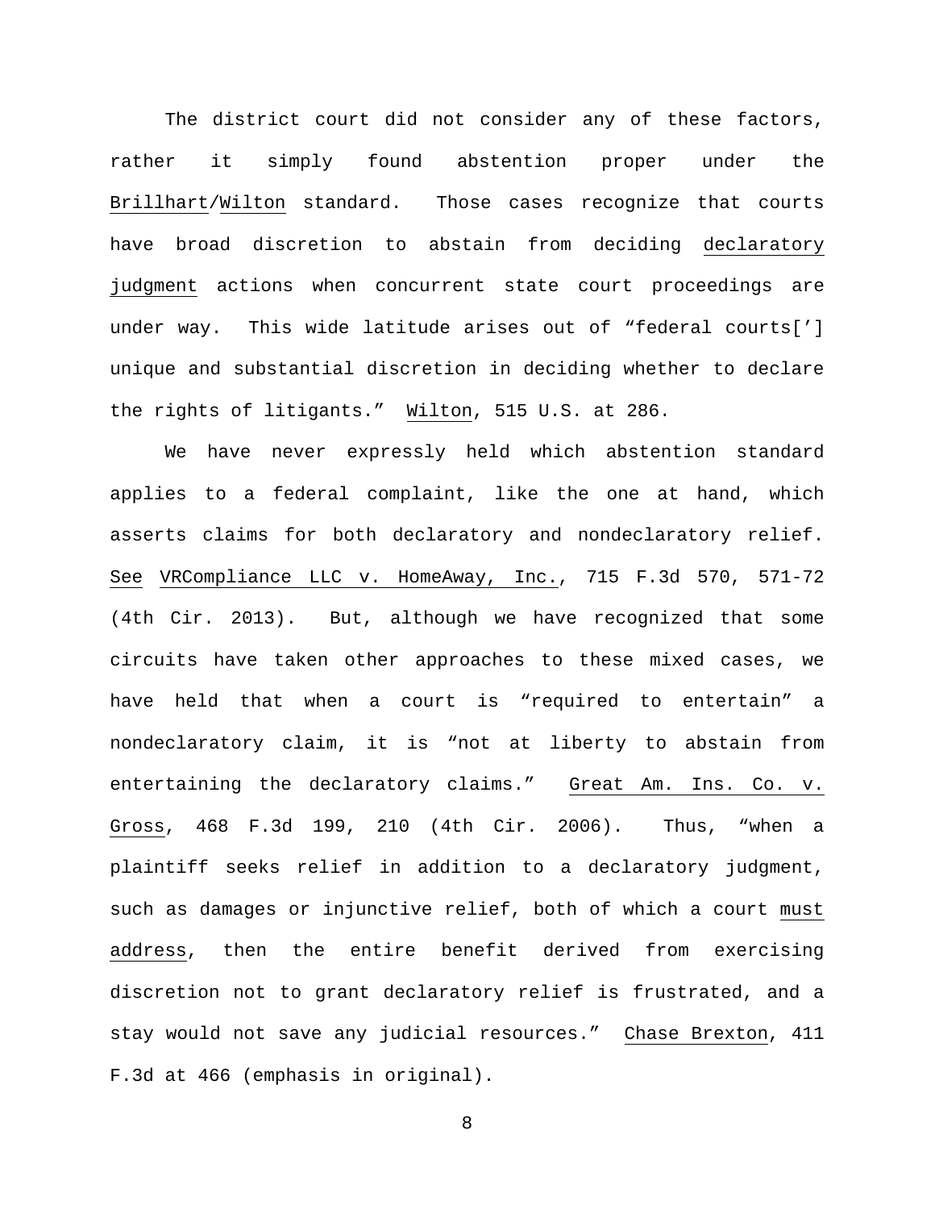The district court did not consider any of these factors, rather it simply found abstention proper under the _Brillhart_/_Wilton_ standard. Those cases recognize that courts have broad discretion to abstain from deciding _declaratory judgment_ actions when concurrent state court proceedings are under way. This wide latitude arises out of "federal courts['] unique and substantial discretion in deciding whether to declare the rights of litigants." _Wilton_, 515 U.S. at 286.

We have never expressly held which abstention standard applies to a federal complaint, like the one at hand, which asserts claims for both declaratory and nondeclaratory relief. _See_ _VRCompliance LLC v. HomeAway, Inc._, 715 F.3d 570, 571-72 (4th Cir. 2013). But, although we have recognized that some circuits have taken other approaches to these mixed cases, we have held that when a court is "required to entertain" a nondeclaratory claim, it is "not at liberty to abstain from entertaining the declaratory claims." _Great Am. Ins. Co. v. Gross_, 468 F.3d 199, 210 (4th Cir. 2006). Thus, "when a plaintiff seeks relief in addition to a declaratory judgment, such as damages or injunctive relief, both of which a court _must address_, then the entire benefit derived from exercising discretion not to grant declaratory relief is frustrated, and a stay would not save any judicial resources." _Chase Brexton_, 411 F.3d at 466 (emphasis in original).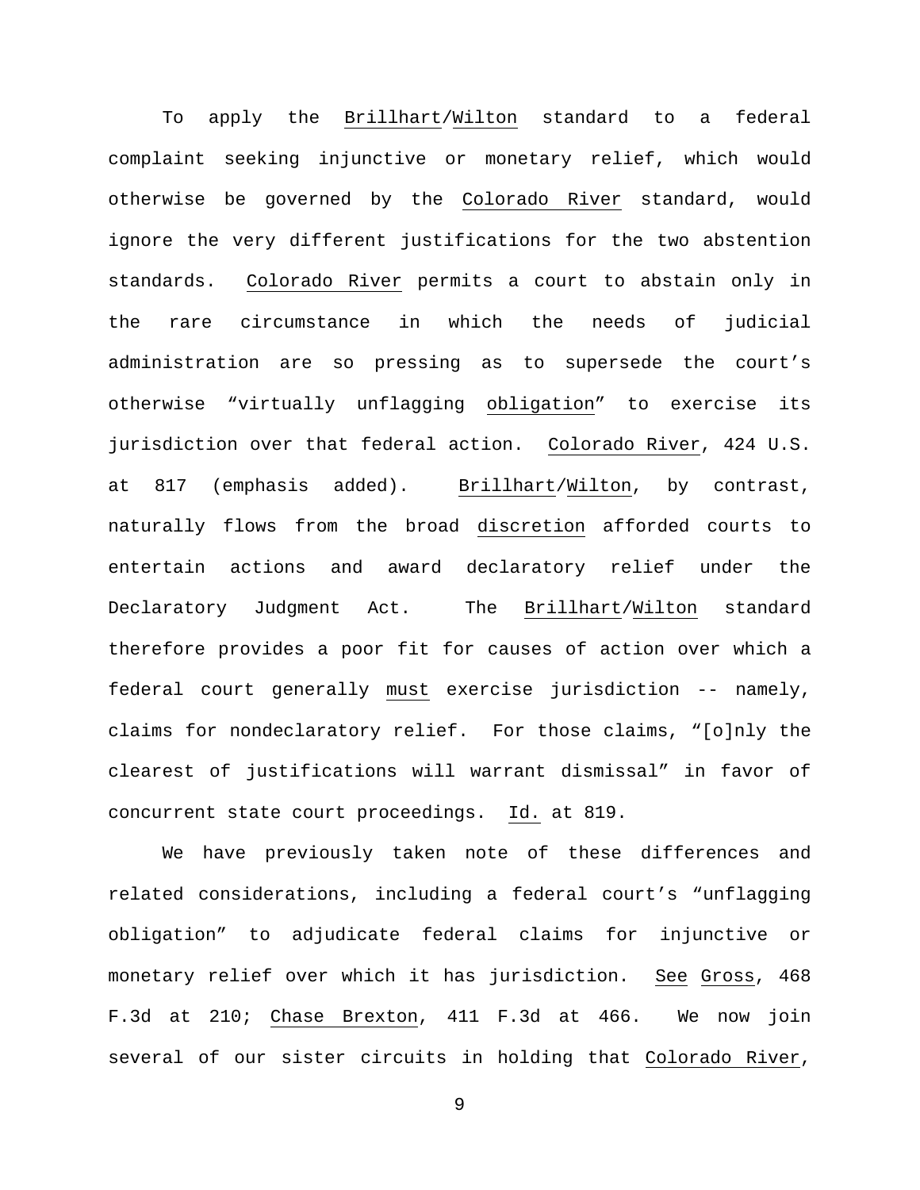To apply the _Brillhart_/_Wilton_ standard to a federal complaint seeking injunctive or monetary relief, which would otherwise be governed by the _Colorado River_ standard, would ignore the very different justifications for the two abstention standards. _Colorado River_ permits a court to abstain only in the rare circumstance in which the needs of judicial administration are so pressing as to supersede the court's otherwise "virtually unflagging _obligation_" to exercise its jurisdiction over that federal action. _Colorado River_, 424 U.S. at 817 (emphasis added). _Brillhart_/_Wilton_, by contrast, naturally flows from the broad _discretion_ afforded courts to entertain actions and award declaratory relief under the Declaratory Judgment Act. The _Brillhart_/_Wilton_ standard therefore provides a poor fit for causes of action over which a federal court generally _must_ exercise jurisdiction -- namely, claims for nondeclaratory relief. For those claims, "[o]nly the clearest of justifications will warrant dismissal" in favor of concurrent state court proceedings. _Id._ at 819.

We have previously taken note of these differences and related considerations, including a federal court's "unflagging obligation" to adjudicate federal claims for injunctive or monetary relief over which it has jurisdiction. _See_ _Gross_, 468 F.3d at 210; _Chase Brexton_, 411 F.3d at 466. We now join several of our sister circuits in holding that _Colorado River_,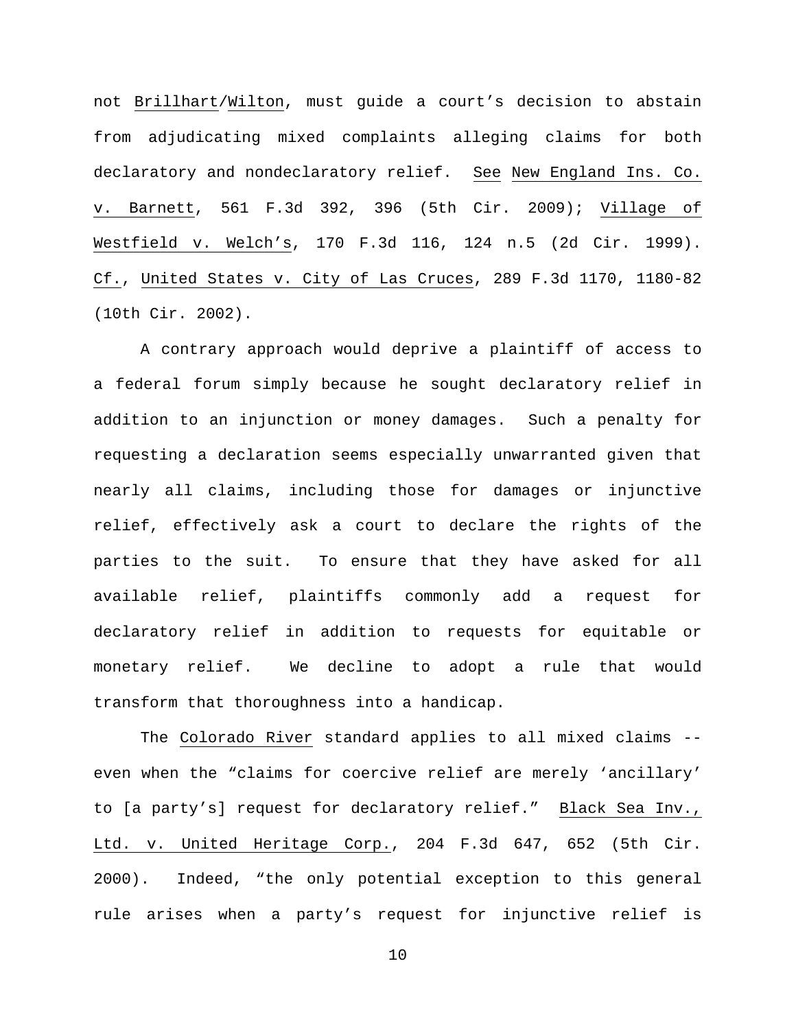not Brillhart/Wilton, must guide a court's decision to abstain from adjudicating mixed complaints alleging claims for both declaratory and nondeclaratory relief. See New England Ins. Co. v. Barnett, 561 F.3d 392, 396 (5th Cir. 2009); Village of Westfield v. Welch's, 170 F.3d 116, 124 n.5 (2d Cir. 1999). Cf., United States v. City of Las Cruces, 289 F.3d 1170, 1180-82 (10th Cir. 2002).

A contrary approach would deprive a plaintiff of access to a federal forum simply because he sought declaratory relief in addition to an injunction or money damages. Such a penalty for requesting a declaration seems especially unwarranted given that nearly all claims, including those for damages or injunctive relief, effectively ask a court to declare the rights of the parties to the suit. To ensure that they have asked for all available relief, plaintiffs commonly add a request for declaratory relief in addition to requests for equitable or monetary relief. We decline to adopt a rule that would transform that thoroughness into a handicap.

The Colorado River standard applies to all mixed claims -- even when the "claims for coercive relief are merely 'ancillary' to [a party's] request for declaratory relief." Black Sea Inv., Ltd. v. United Heritage Corp., 204 F.3d 647, 652 (5th Cir. 2000). Indeed, "the only potential exception to this general rule arises when a party's request for injunctive relief is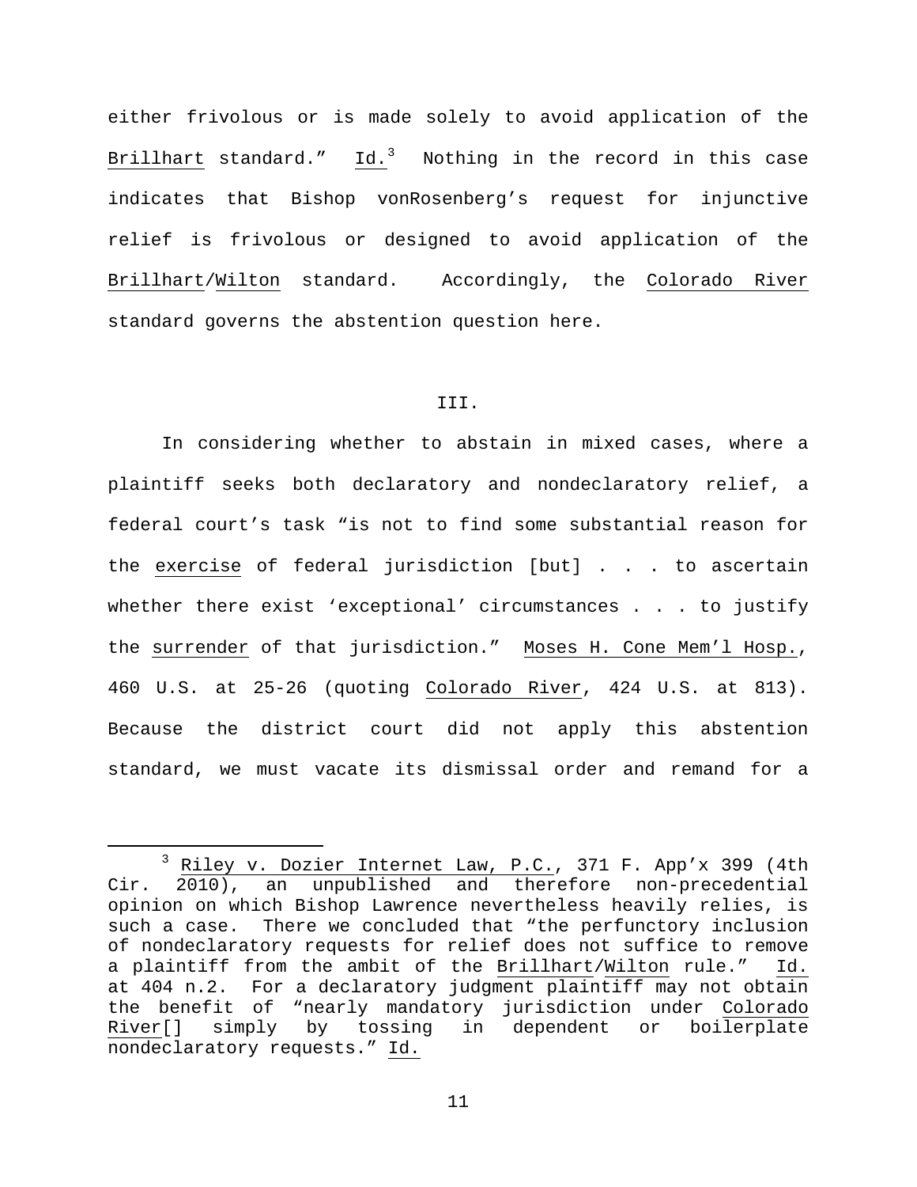either frivolous or is made solely to avoid application of the Brillhart standard." Id.[3] Nothing in the record in this case indicates that Bishop vonRosenberg's request for injunctive relief is frivolous or designed to avoid application of the Brillhart/Wilton standard. Accordingly, the Colorado River standard governs the abstention question here.

III.

In considering whether to abstain in mixed cases, where a plaintiff seeks both declaratory and nondeclaratory relief, a federal court's task "is not to find some substantial reason for the exercise of federal jurisdiction [but] . . . to ascertain whether there exist 'exceptional' circumstances . . . to justify the surrender of that jurisdiction." Moses H. Cone Mem'l Hosp., 460 U.S. at 25-26 (quoting Colorado River, 424 U.S. at 813). Because the district court did not apply this abstention standard, we must vacate its dismissal order and remand for a

---

[3] Riley v. Dozier Internet Law, P.C., 371 F. App'x 399 (4th Cir. 2010), an unpublished and therefore non-precedential opinion on which Bishop Lawrence nevertheless heavily relies, is such a case. There we concluded that "the perfunctory inclusion of nondeclaratory requests for relief does not suffice to remove a plaintiff from the ambit of the Brillhart/Wilton rule." Id. at 404 n.2. For a declaratory judgment plaintiff may not obtain the benefit of "nearly mandatory jurisdiction under Colorado River[] simply by tossing in dependent or boilerplate nondeclaratory requests." Id.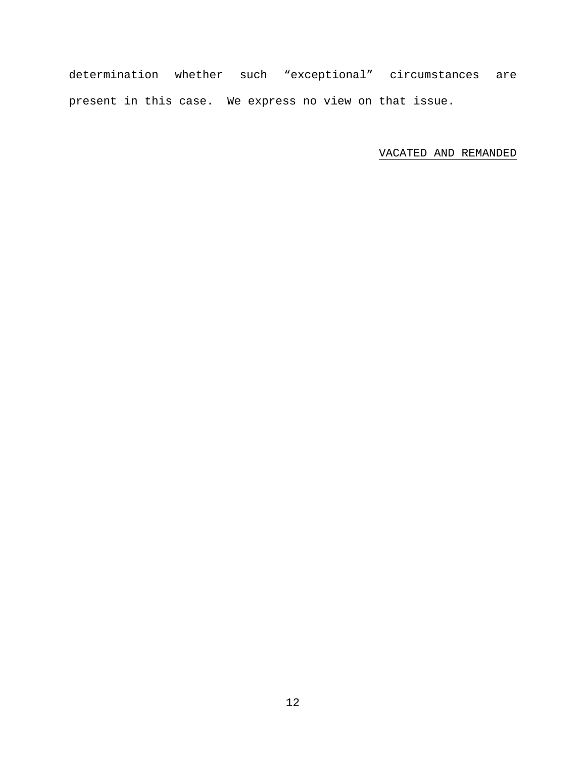determination whether such “exceptional” circumstances are present in this case. We express no view on that issue.

<u>VACATED AND REMANDED</u>